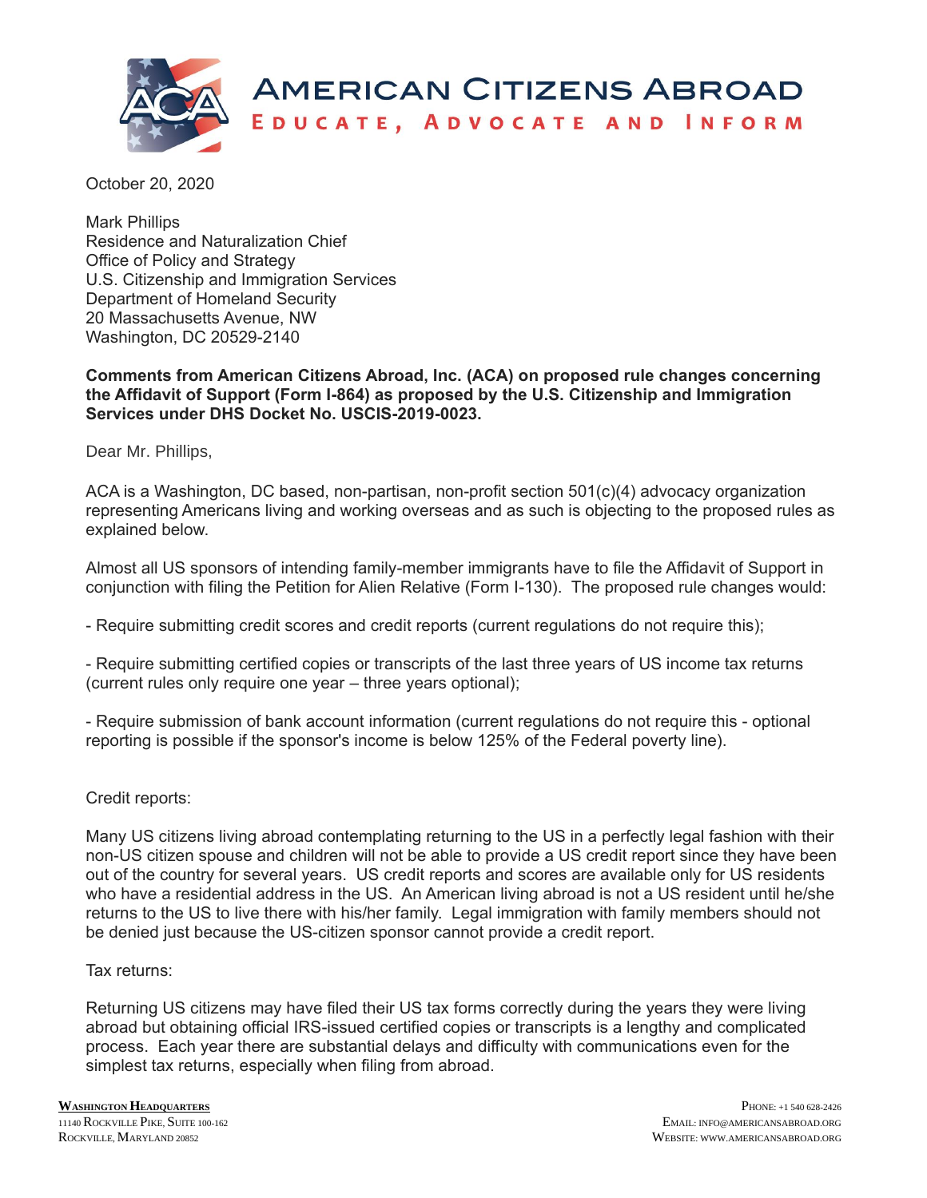# AMERICAN CITIZENS ABROAD

**EDUCATE, ADVOCATE AND INFORM**

October 20, 2020

Mark Phillips
Residence and Naturalization Chief
Office of Policy and Strategy
U.S. Citizenship and Immigration Services
Department of Homeland Security
20 Massachusetts Avenue, NW
Washington, DC 20529-2140

**Comments from American Citizens Abroad, Inc. (ACA) on proposed rule changes concerning the Affidavit of Support (Form I-864) as proposed by the U.S. Citizenship and Immigration Services under DHS Docket No. USCIS-2019-0023.**

Dear Mr. Phillips,

ACA is a Washington, DC based, non-partisan, non-profit section 501(c)(4) advocacy organization representing Americans living and working overseas and as such is objecting to the proposed rules as explained below.

Almost all US sponsors of intending family-member immigrants have to file the Affidavit of Support in conjunction with filing the Petition for Alien Relative (Form I-130). The proposed rule changes would:

- Require submitting credit scores and credit reports (current regulations do not require this);

- Require submitting certified copies or transcripts of the last three years of US income tax returns (current rules only require one year – three years optional);

- Require submission of bank account information (current regulations do not require this - optional reporting is possible if the sponsor's income is below 125% of the Federal poverty line).

Credit reports:

Many US citizens living abroad contemplating returning to the US in a perfectly legal fashion with their non-US citizen spouse and children will not be able to provide a US credit report since they have been out of the country for several years. US credit reports and scores are available only for US residents who have a residential address in the US. An American living abroad is not a US resident until he/she returns to the US to live there with his/her family. Legal immigration with family members should not be denied just because the US-citizen sponsor cannot provide a credit report.

Tax returns:

Returning US citizens may have filed their US tax forms correctly during the years they were living abroad but obtaining official IRS-issued certified copies or transcripts is a lengthy and complicated process. Each year there are substantial delays and difficulty with communications even for the simplest tax returns, especially when filing from abroad.

**WASHINGTON HEADQUARTERS**
11140 Rockville Pike, Suite 100-162
Rockville, Maryland 20852

Phone: +1 540 628-2426
Email: info@americansabroad.org
Website: www.americansabroad.org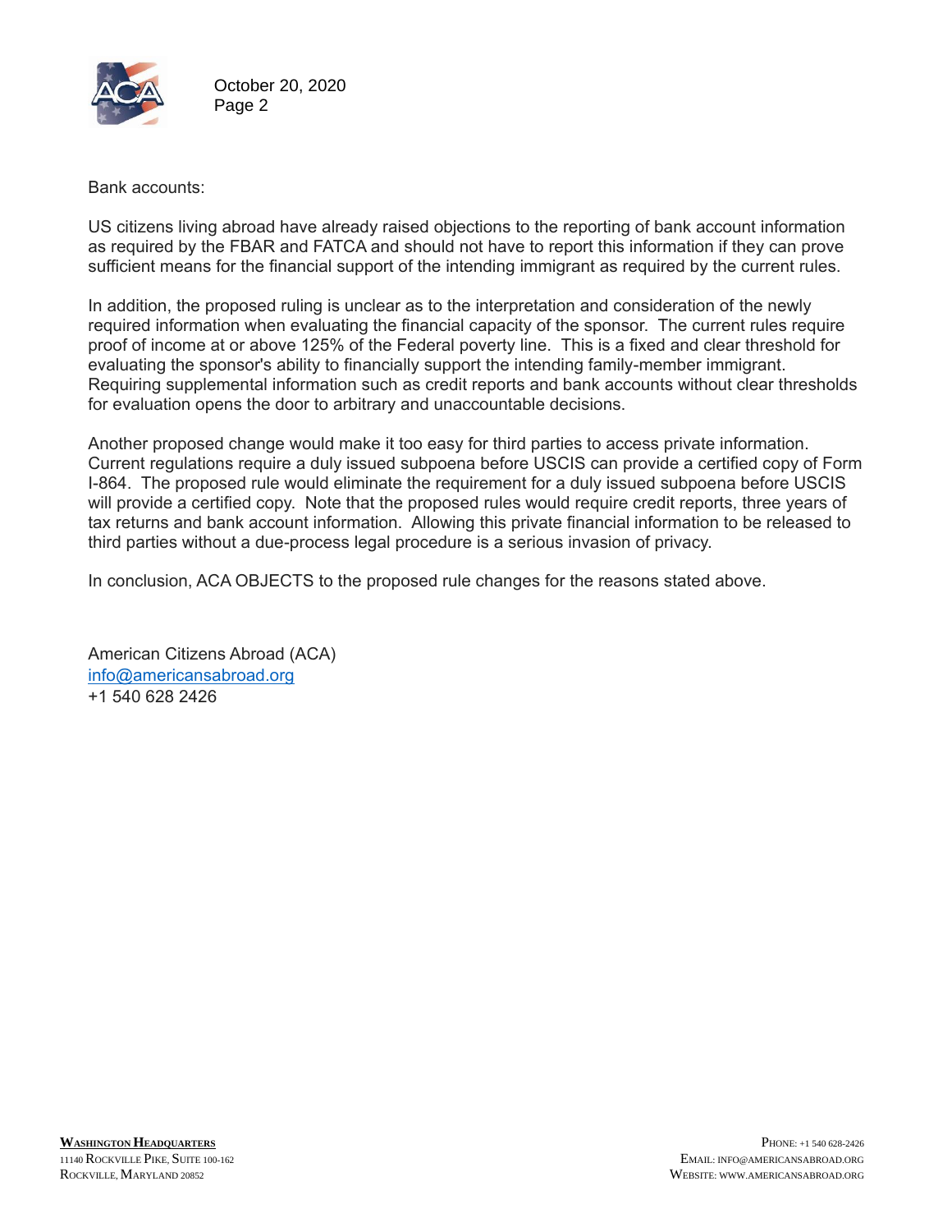Bank accounts:

US citizens living abroad have already raised objections to the reporting of bank account information as required by the FBAR and FATCA and should not have to report this information if they can prove sufficient means for the financial support of the intending immigrant as required by the current rules.

In addition, the proposed ruling is unclear as to the interpretation and consideration of the newly required information when evaluating the financial capacity of the sponsor. The current rules require proof of income at or above 125% of the Federal poverty line. This is a fixed and clear threshold for evaluating the sponsor's ability to financially support the intending family-member immigrant. Requiring supplemental information such as credit reports and bank accounts without clear thresholds for evaluation opens the door to arbitrary and unaccountable decisions.

Another proposed change would make it too easy for third parties to access private information. Current regulations require a duly issued subpoena before USCIS can provide a certified copy of Form I-864. The proposed rule would eliminate the requirement for a duly issued subpoena before USCIS will provide a certified copy. Note that the proposed rules would require credit reports, three years of tax returns and bank account information. Allowing this private financial information to be released to third parties without a due-process legal procedure is a serious invasion of privacy.

In conclusion, ACA OBJECTS to the proposed rule changes for the reasons stated above.

American Citizens Abroad (ACA)
info@americansabroad.org
+1 540 628 2426